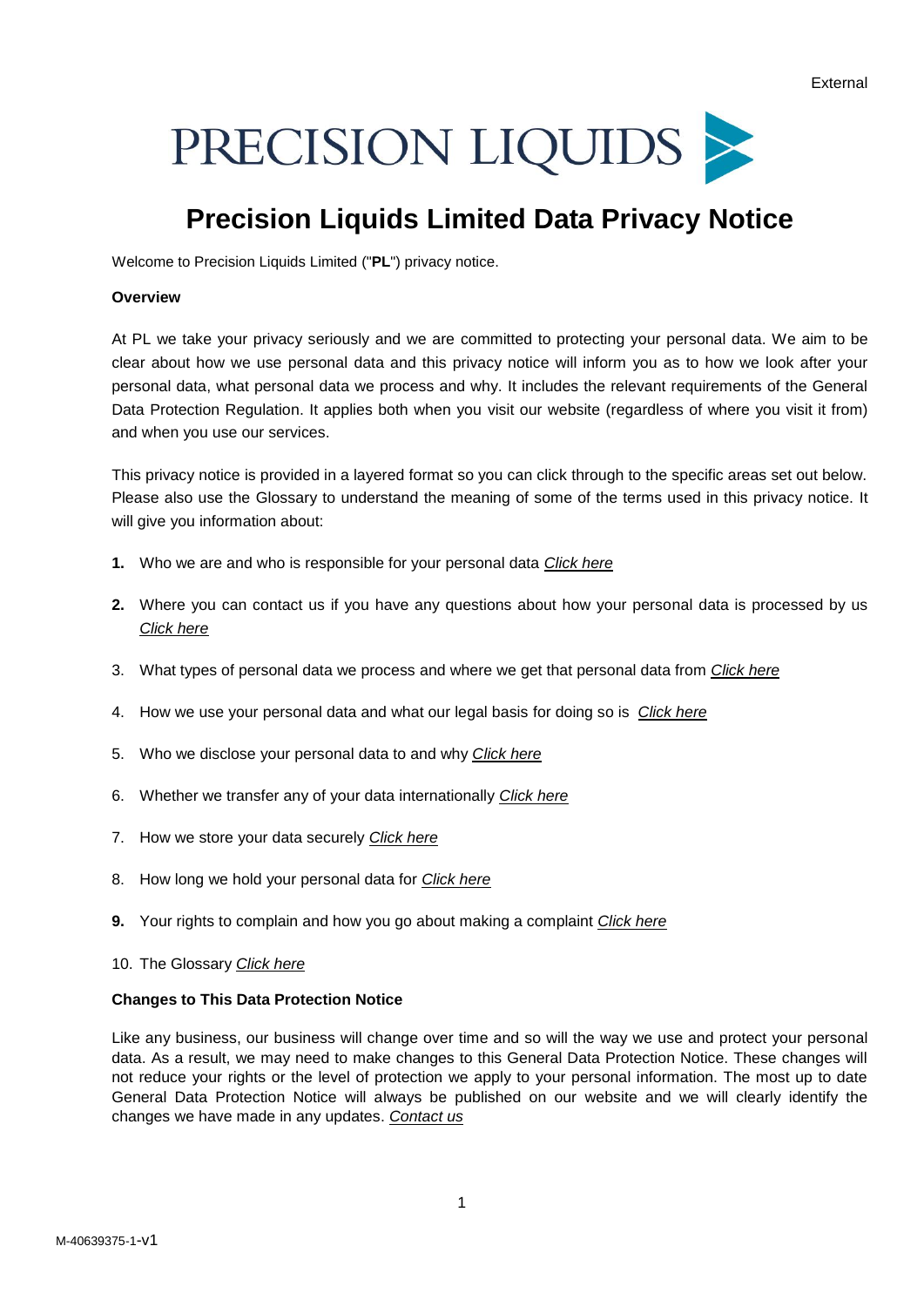External

PRECISION LIQUIDS

# Precision Liquids Limited Data Privacy Notice

Welcome to Precision Liquids Limited ("**PL**") privacy notice.

**Overview**

At PL we take your privacy seriously and we are committed to protecting your personal data. We aim to be clear about how we use personal data and this privacy notice will inform you as to how we look after your personal data, what personal data we process and why. It includes the relevant requirements of the General Data Protection Regulation. It applies both when you visit our website (regardless of where you visit it from) and when you use our services.

This privacy notice is provided in a layered format so you can click through to the specific areas set out below. Please also use the Glossary to understand the meaning of some of the terms used in this privacy notice. It will give you information about:

1. Who we are and who is responsible for your personal data *Click here*
2. Where you can contact us if you have any questions about how your personal data is processed by us *Click here*
3. What types of personal data we process and where we get that personal data from *Click here*
4. How we use your personal data and what our legal basis for doing so is *Click here*
5. Who we disclose your personal data to and why *Click here*
6. Whether we transfer any of your data internationally *Click here*
7. How we store your data securely *Click here*
8. How long we hold your personal data for *Click here*
9. Your rights to complain and how you go about making a complaint *Click here*
10. The Glossary *Click here*

**Changes to This Data Protection Notice**

Like any business, our business will change over time and so will the way we use and protect your personal data. As a result, we may need to make changes to this General Data Protection Notice. These changes will not reduce your rights or the level of protection we apply to your personal information. The most up to date General Data Protection Notice will always be published on our website and we will clearly identify the changes we have made in any updates. *Contact us*

M-40639375-1-v1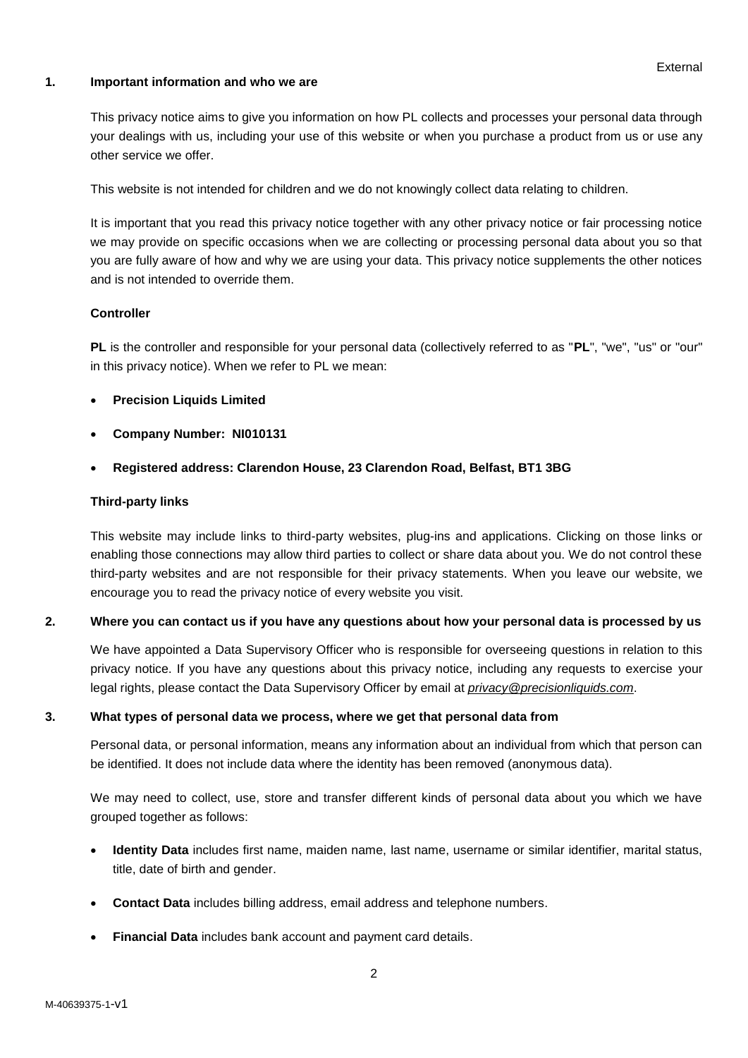## 1. Important information and who we are

This privacy notice aims to give you information on how PL collects and processes your personal data through your dealings with us, including your use of this website or when you purchase a product from us or use any other service we offer.

This website is not intended for children and we do not knowingly collect data relating to children.

It is important that you read this privacy notice together with any other privacy notice or fair processing notice we may provide on specific occasions when we are collecting or processing personal data about you so that you are fully aware of how and why we are using your data. This privacy notice supplements the other notices and is not intended to override them.

**Controller**

**PL** is the controller and responsible for your personal data (collectively referred to as "**PL**", "we", "us" or "our" in this privacy notice). When we refer to PL we mean:

- **Precision Liquids Limited**
- **Company Number: NI010131**
- **Registered address: Clarendon House, 23 Clarendon Road, Belfast, BT1 3BG**

**Third-party links**

This website may include links to third-party websites, plug-ins and applications. Clicking on those links or enabling those connections may allow third parties to collect or share data about you. We do not control these third-party websites and are not responsible for their privacy statements. When you leave our website, we encourage you to read the privacy notice of every website you visit.

## 2. Where you can contact us if you have any questions about how your personal data is processed by us

We have appointed a Data Supervisory Officer who is responsible for overseeing questions in relation to this privacy notice. If you have any questions about this privacy notice, including any requests to exercise your legal rights, please contact the Data Supervisory Officer by email at *privacy@precisionliquids.com*.

## 3. What types of personal data we process, where we get that personal data from

Personal data, or personal information, means any information about an individual from which that person can be identified. It does not include data where the identity has been removed (anonymous data).

We may need to collect, use, store and transfer different kinds of personal data about you which we have grouped together as follows:

- **Identity Data** includes first name, maiden name, last name, username or similar identifier, marital status, title, date of birth and gender.
- **Contact Data** includes billing address, email address and telephone numbers.
- **Financial Data** includes bank account and payment card details.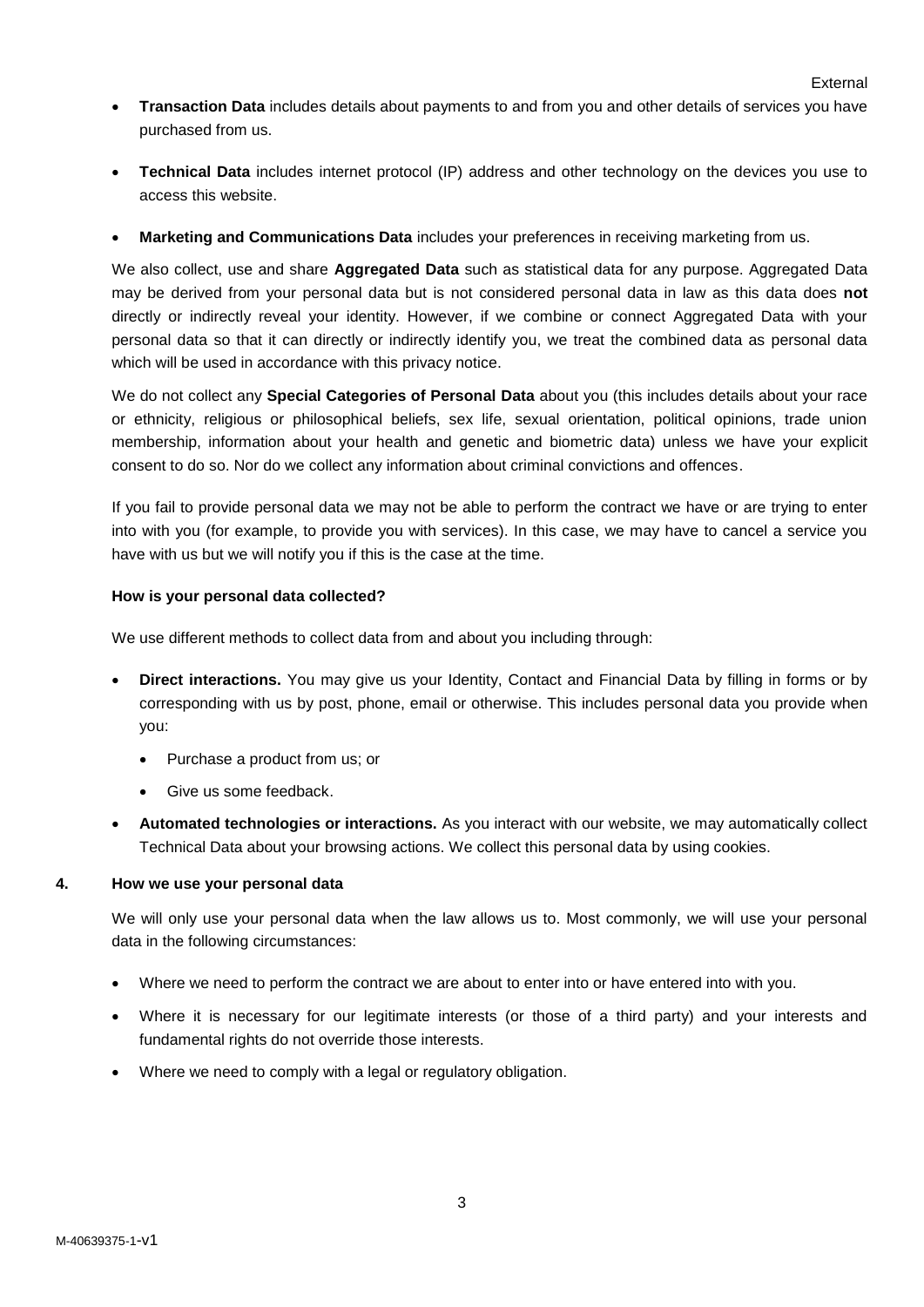- **Transaction Data** includes details about payments to and from you and other details of services you have purchased from us.

- **Technical Data** includes internet protocol (IP) address and other technology on the devices you use to access this website.

- **Marketing and Communications Data** includes your preferences in receiving marketing from us.

We also collect, use and share **Aggregated Data** such as statistical data for any purpose. Aggregated Data may be derived from your personal data but is not considered personal data in law as this data does **not** directly or indirectly reveal your identity. However, if we combine or connect Aggregated Data with your personal data so that it can directly or indirectly identify you, we treat the combined data as personal data which will be used in accordance with this privacy notice.

We do not collect any **Special Categories of Personal Data** about you (this includes details about your race or ethnicity, religious or philosophical beliefs, sex life, sexual orientation, political opinions, trade union membership, information about your health and genetic and biometric data) unless we have your explicit consent to do so. Nor do we collect any information about criminal convictions and offences.

If you fail to provide personal data we may not be able to perform the contract we have or are trying to enter into with you (for example, to provide you with services). In this case, we may have to cancel a service you have with us but we will notify you if this is the case at the time.

**How is your personal data collected?**

We use different methods to collect data from and about you including through:

- **Direct interactions.** You may give us your Identity, Contact and Financial Data by filling in forms or by corresponding with us by post, phone, email or otherwise. This includes personal data you provide when you:
  - Purchase a product from us; or
  - Give us some feedback.
- **Automated technologies or interactions.** As you interact with our website, we may automatically collect Technical Data about your browsing actions. We collect this personal data by using cookies.

## 4. How we use your personal data

We will only use your personal data when the law allows us to. Most commonly, we will use your personal data in the following circumstances:

- Where we need to perform the contract we are about to enter into or have entered into with you.
- Where it is necessary for our legitimate interests (or those of a third party) and your interests and fundamental rights do not override those interests.
- Where we need to comply with a legal or regulatory obligation.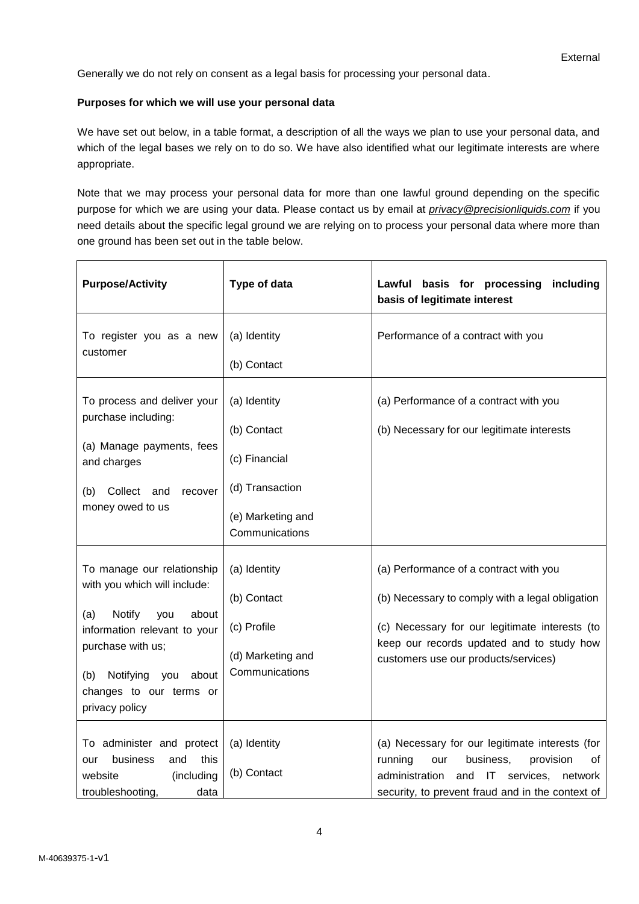Generally we do not rely on consent as a legal basis for processing your personal data.

**Purposes for which we will use your personal data**

We have set out below, in a table format, a description of all the ways we plan to use your personal data, and which of the legal bases we rely on to do so. We have also identified what our legitimate interests are where appropriate.

Note that we may process your personal data for more than one lawful ground depending on the specific purpose for which we are using your data. Please contact us by email at *privacy@precisionliquids.com* if you need details about the specific legal ground we are relying on to process your personal data where more than one ground has been set out in the table below.

| **Purpose/Activity** | **Type of data** | **Lawful basis for processing including basis of legitimate interest** |
|---|---|---|
| To register you as a new customer | (a) Identity<br>(b) Contact | Performance of a contract with you |
| To process and deliver your purchase including:<br>(a) Manage payments, fees and charges<br>(b) Collect and recover money owed to us | (a) Identity<br>(b) Contact<br>(c) Financial<br>(d) Transaction<br>(e) Marketing and Communications | (a) Performance of a contract with you<br>(b) Necessary for our legitimate interests |
| To manage our relationship with you which will include:<br>(a) Notify you about information relevant to your purchase with us;<br>(b) Notifying you about changes to our terms or privacy policy | (a) Identity<br>(b) Contact<br>(c) Profile<br>(d) Marketing and Communications | (a) Performance of a contract with you<br>(b) Necessary to comply with a legal obligation<br>(c) Necessary for our legitimate interests (to keep our records updated and to study how customers use our products/services) |
| To administer and protect our business and this website (including troubleshooting, data | (a) Identity<br>(b) Contact | (a) Necessary for our legitimate interests (for running our business, provision of administration and IT services, network security, to prevent fraud and in the context of |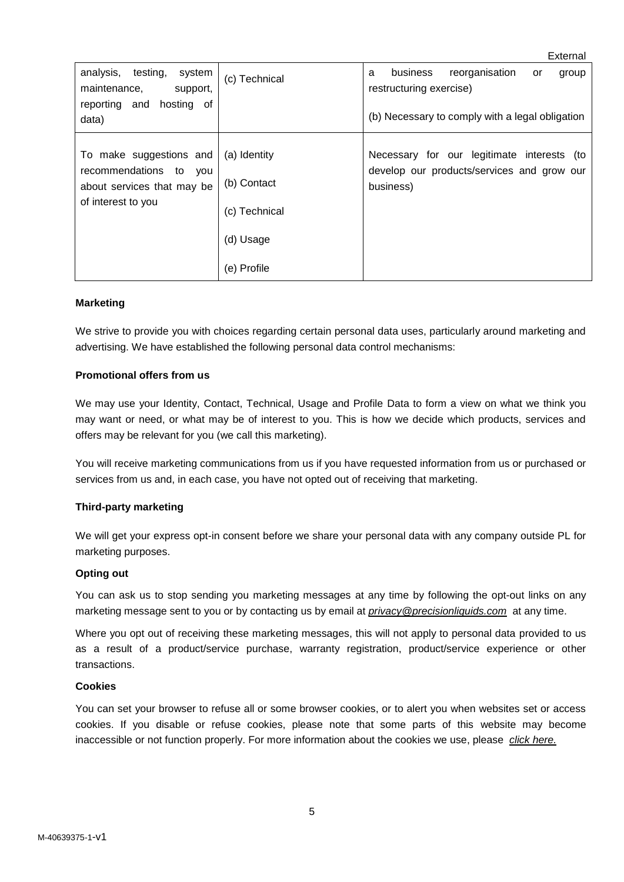| | | |
|---|---|---|
| analysis, testing, system maintenance, support, reporting and hosting of data) | (c) Technical | a business reorganisation or group restructuring exercise)<br><br>(b) Necessary to comply with a legal obligation |
| To make suggestions and recommendations to you about services that may be of interest to you | (a) Identity<br><br>(b) Contact<br><br>(c) Technical<br><br>(d) Usage<br><br>(e) Profile | Necessary for our legitimate interests (to develop our products/services and grow our business) |

**Marketing**

We strive to provide you with choices regarding certain personal data uses, particularly around marketing and advertising. We have established the following personal data control mechanisms:

**Promotional offers from us**

We may use your Identity, Contact, Technical, Usage and Profile Data to form a view on what we think you may want or need, or what may be of interest to you. This is how we decide which products, services and offers may be relevant for you (we call this marketing).

You will receive marketing communications from us if you have requested information from us or purchased or services from us and, in each case, you have not opted out of receiving that marketing.

**Third-party marketing**

We will get your express opt-in consent before we share your personal data with any company outside PL for marketing purposes.

**Opting out**

You can ask us to stop sending you marketing messages at any time by following the opt-out links on any marketing message sent to you or by contacting us by email at *privacy@precisionliquids.com* at any time.

Where you opt out of receiving these marketing messages, this will not apply to personal data provided to us as a result of a product/service purchase, warranty registration, product/service experience or other transactions.

**Cookies**

You can set your browser to refuse all or some browser cookies, or to alert you when websites set or access cookies. If you disable or refuse cookies, please note that some parts of this website may become inaccessible or not function properly. For more information about the cookies we use, please *click here.*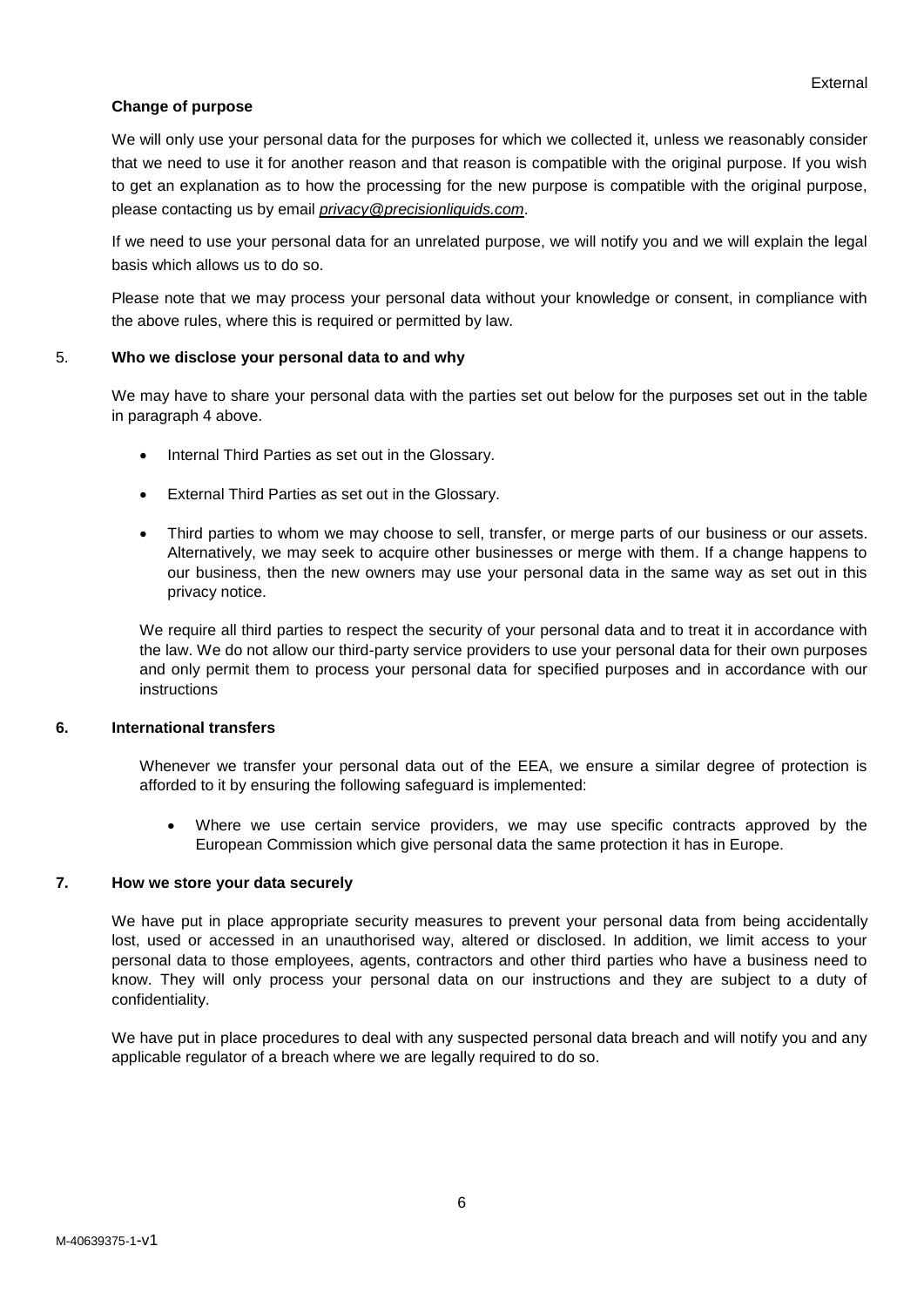**Change of purpose**

We will only use your personal data for the purposes for which we collected it, unless we reasonably consider that we need to use it for another reason and that reason is compatible with the original purpose. If you wish to get an explanation as to how the processing for the new purpose is compatible with the original purpose, please contacting us by email *privacy@precisionliquids.com*.

If we need to use your personal data for an unrelated purpose, we will notify you and we will explain the legal basis which allows us to do so.

Please note that we may process your personal data without your knowledge or consent, in compliance with the above rules, where this is required or permitted by law.

## 5. **Who we disclose your personal data to and why**

We may have to share your personal data with the parties set out below for the purposes set out in the table in paragraph 4 above.

- Internal Third Parties as set out in the Glossary.
- External Third Parties as set out in the Glossary.
- Third parties to whom we may choose to sell, transfer, or merge parts of our business or our assets. Alternatively, we may seek to acquire other businesses or merge with them. If a change happens to our business, then the new owners may use your personal data in the same way as set out in this privacy notice.

We require all third parties to respect the security of your personal data and to treat it in accordance with the law. We do not allow our third-party service providers to use your personal data for their own purposes and only permit them to process your personal data for specified purposes and in accordance with our instructions

## 6. **International transfers**

Whenever we transfer your personal data out of the EEA, we ensure a similar degree of protection is afforded to it by ensuring the following safeguard is implemented:

- Where we use certain service providers, we may use specific contracts approved by the European Commission which give personal data the same protection it has in Europe.

## 7. **How we store your data securely**

We have put in place appropriate security measures to prevent your personal data from being accidentally lost, used or accessed in an unauthorised way, altered or disclosed. In addition, we limit access to your personal data to those employees, agents, contractors and other third parties who have a business need to know. They will only process your personal data on our instructions and they are subject to a duty of confidentiality.

We have put in place procedures to deal with any suspected personal data breach and will notify you and any applicable regulator of a breach where we are legally required to do so.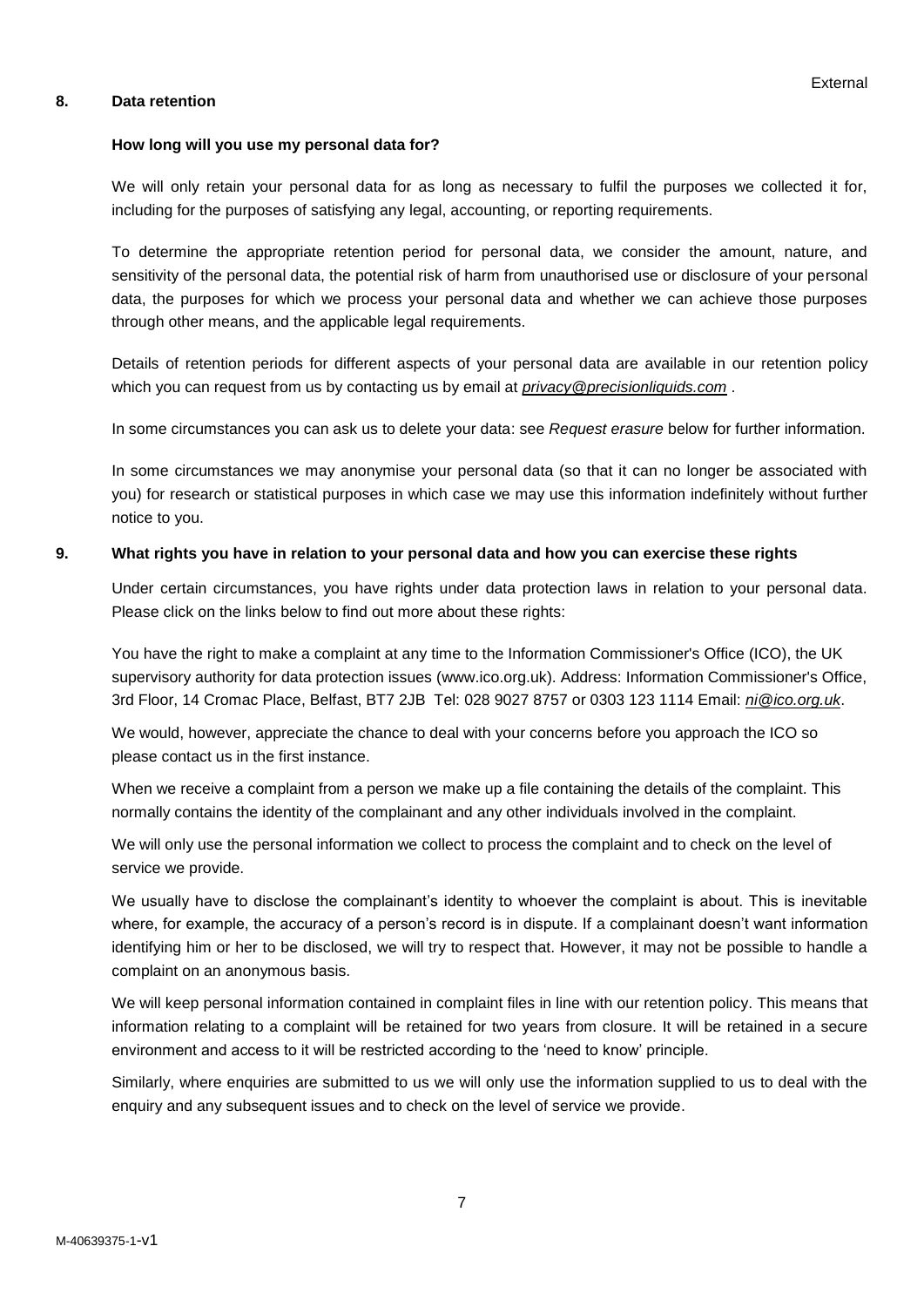## 8. Data retention

### How long will you use my personal data for?

We will only retain your personal data for as long as necessary to fulfil the purposes we collected it for, including for the purposes of satisfying any legal, accounting, or reporting requirements.

To determine the appropriate retention period for personal data, we consider the amount, nature, and sensitivity of the personal data, the potential risk of harm from unauthorised use or disclosure of your personal data, the purposes for which we process your personal data and whether we can achieve those purposes through other means, and the applicable legal requirements.

Details of retention periods for different aspects of your personal data are available in our retention policy which you can request from us by contacting us by email at *privacy@precisionliquids.com* .

In some circumstances you can ask us to delete your data: see *Request erasure* below for further information.

In some circumstances we may anonymise your personal data (so that it can no longer be associated with you) for research or statistical purposes in which case we may use this information indefinitely without further notice to you.

## 9. What rights you have in relation to your personal data and how you can exercise these rights

Under certain circumstances, you have rights under data protection laws in relation to your personal data. Please click on the links below to find out more about these rights:

You have the right to make a complaint at any time to the Information Commissioner's Office (ICO), the UK supervisory authority for data protection issues (www.ico.org.uk). Address: Information Commissioner's Office, 3rd Floor, 14 Cromac Place, Belfast, BT7 2JB Tel: 028 9027 8757 or 0303 123 1114 Email: *ni@ico.org.uk*.

We would, however, appreciate the chance to deal with your concerns before you approach the ICO so please contact us in the first instance.

When we receive a complaint from a person we make up a file containing the details of the complaint. This normally contains the identity of the complainant and any other individuals involved in the complaint.

We will only use the personal information we collect to process the complaint and to check on the level of service we provide.

We usually have to disclose the complainant's identity to whoever the complaint is about. This is inevitable where, for example, the accuracy of a person's record is in dispute. If a complainant doesn't want information identifying him or her to be disclosed, we will try to respect that. However, it may not be possible to handle a complaint on an anonymous basis.

We will keep personal information contained in complaint files in line with our retention policy. This means that information relating to a complaint will be retained for two years from closure. It will be retained in a secure environment and access to it will be restricted according to the 'need to know' principle.

Similarly, where enquiries are submitted to us we will only use the information supplied to us to deal with the enquiry and any subsequent issues and to check on the level of service we provide.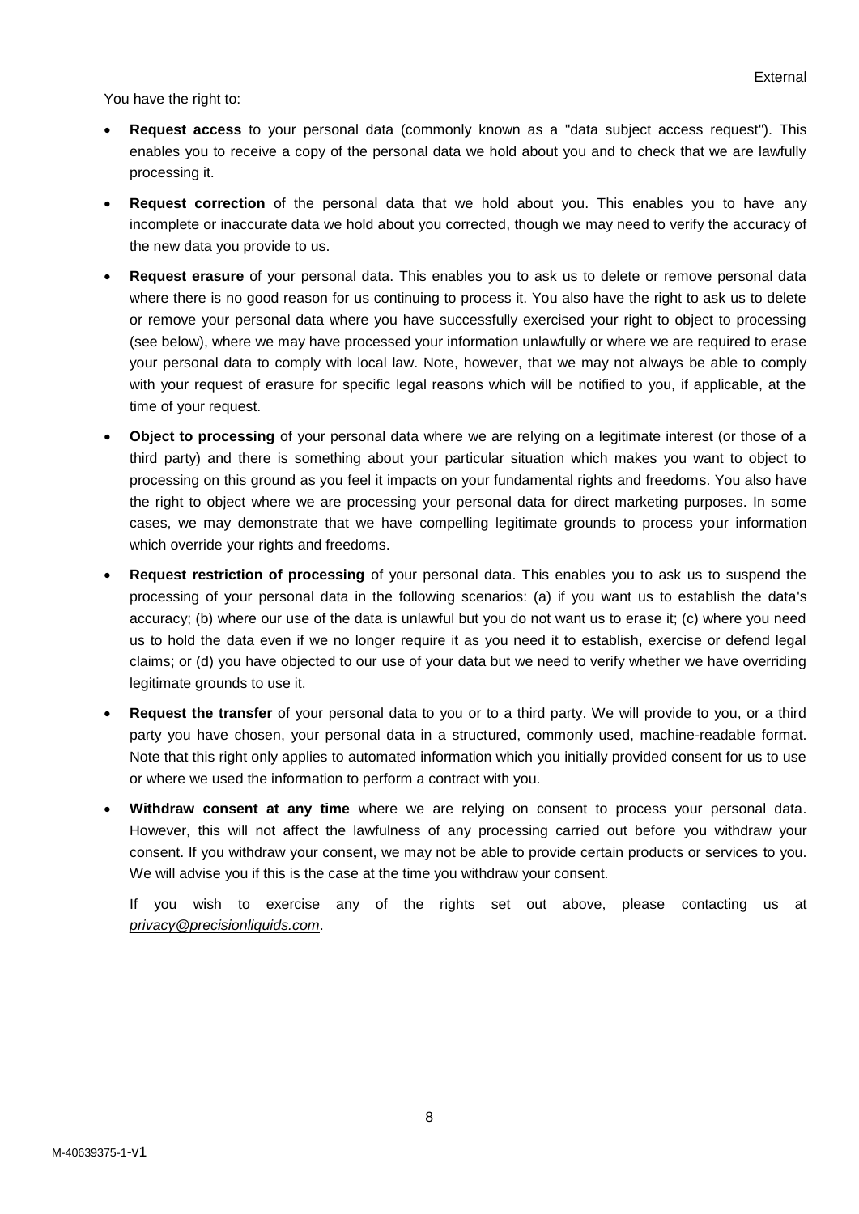You have the right to:

- **Request access** to your personal data (commonly known as a "data subject access request"). This enables you to receive a copy of the personal data we hold about you and to check that we are lawfully processing it.
- **Request correction** of the personal data that we hold about you. This enables you to have any incomplete or inaccurate data we hold about you corrected, though we may need to verify the accuracy of the new data you provide to us.
- **Request erasure** of your personal data. This enables you to ask us to delete or remove personal data where there is no good reason for us continuing to process it. You also have the right to ask us to delete or remove your personal data where you have successfully exercised your right to object to processing (see below), where we may have processed your information unlawfully or where we are required to erase your personal data to comply with local law. Note, however, that we may not always be able to comply with your request of erasure for specific legal reasons which will be notified to you, if applicable, at the time of your request.
- **Object to processing** of your personal data where we are relying on a legitimate interest (or those of a third party) and there is something about your particular situation which makes you want to object to processing on this ground as you feel it impacts on your fundamental rights and freedoms. You also have the right to object where we are processing your personal data for direct marketing purposes. In some cases, we may demonstrate that we have compelling legitimate grounds to process your information which override your rights and freedoms.
- **Request restriction of processing** of your personal data. This enables you to ask us to suspend the processing of your personal data in the following scenarios: (a) if you want us to establish the data's accuracy; (b) where our use of the data is unlawful but you do not want us to erase it; (c) where you need us to hold the data even if we no longer require it as you need it to establish, exercise or defend legal claims; or (d) you have objected to our use of your data but we need to verify whether we have overriding legitimate grounds to use it.
- **Request the transfer** of your personal data to you or to a third party. We will provide to you, or a third party you have chosen, your personal data in a structured, commonly used, machine-readable format. Note that this right only applies to automated information which you initially provided consent for us to use or where we used the information to perform a contract with you.
- **Withdraw consent at any time** where we are relying on consent to process your personal data. However, this will not affect the lawfulness of any processing carried out before you withdraw your consent. If you withdraw your consent, we may not be able to provide certain products or services to you. We will advise you if this is the case at the time you withdraw your consent.

  If you wish to exercise any of the rights set out above, please contacting us at *privacy@precisionliquids.com*.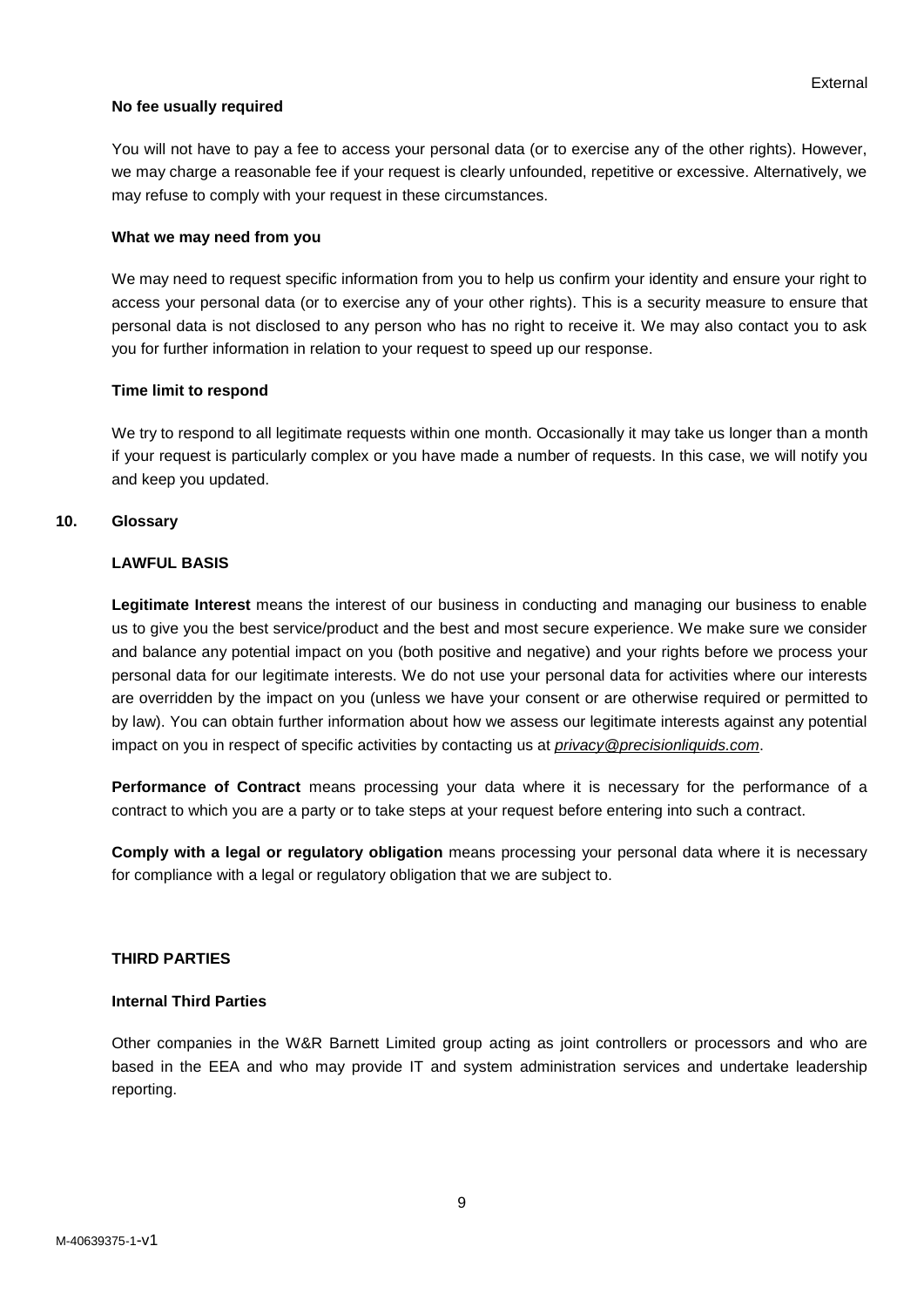**No fee usually required**

You will not have to pay a fee to access your personal data (or to exercise any of the other rights). However, we may charge a reasonable fee if your request is clearly unfounded, repetitive or excessive. Alternatively, we may refuse to comply with your request in these circumstances.

**What we may need from you**

We may need to request specific information from you to help us confirm your identity and ensure your right to access your personal data (or to exercise any of your other rights). This is a security measure to ensure that personal data is not disclosed to any person who has no right to receive it. We may also contact you to ask you for further information in relation to your request to speed up our response.

**Time limit to respond**

We try to respond to all legitimate requests within one month. Occasionally it may take us longer than a month if your request is particularly complex or you have made a number of requests. In this case, we will notify you and keep you updated.

## 10. Glossary

**LAWFUL BASIS**

**Legitimate Interest** means the interest of our business in conducting and managing our business to enable us to give you the best service/product and the best and most secure experience. We make sure we consider and balance any potential impact on you (both positive and negative) and your rights before we process your personal data for our legitimate interests. We do not use your personal data for activities where our interests are overridden by the impact on you (unless we have your consent or are otherwise required or permitted to by law). You can obtain further information about how we assess our legitimate interests against any potential impact on you in respect of specific activities by contacting us at *privacy@precisionliquids.com*.

**Performance of Contract** means processing your data where it is necessary for the performance of a contract to which you are a party or to take steps at your request before entering into such a contract.

**Comply with a legal or regulatory obligation** means processing your personal data where it is necessary for compliance with a legal or regulatory obligation that we are subject to.

**THIRD PARTIES**

**Internal Third Parties**

Other companies in the W&R Barnett Limited group acting as joint controllers or processors and who are based in the EEA and who may provide IT and system administration services and undertake leadership reporting.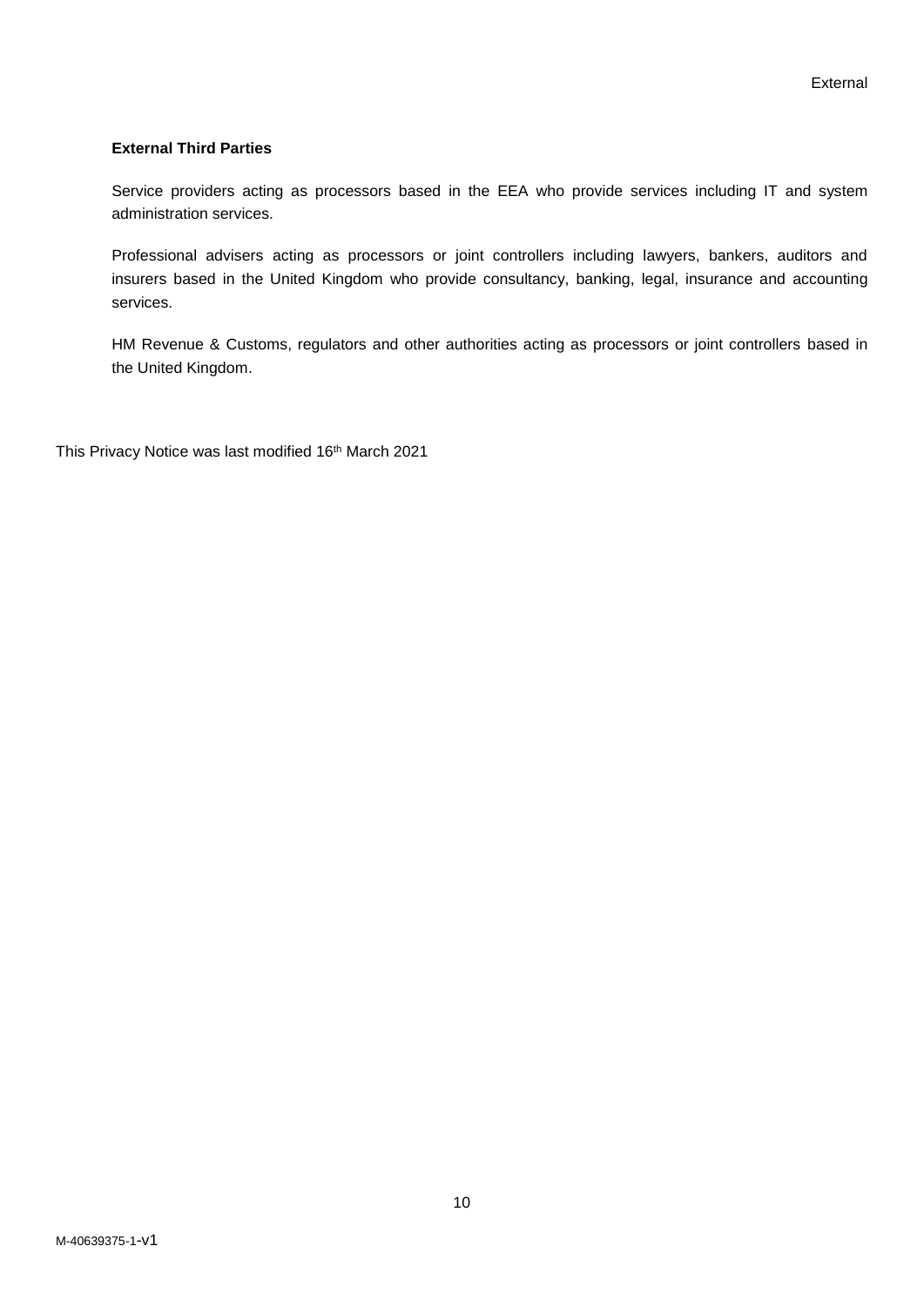**External Third Parties**

Service providers acting as processors based in the EEA who provide services including IT and system administration services.

Professional advisers acting as processors or joint controllers including lawyers, bankers, auditors and insurers based in the United Kingdom who provide consultancy, banking, legal, insurance and accounting services.

HM Revenue & Customs, regulators and other authorities acting as processors or joint controllers based in the United Kingdom.

This Privacy Notice was last modified 16th March 2021